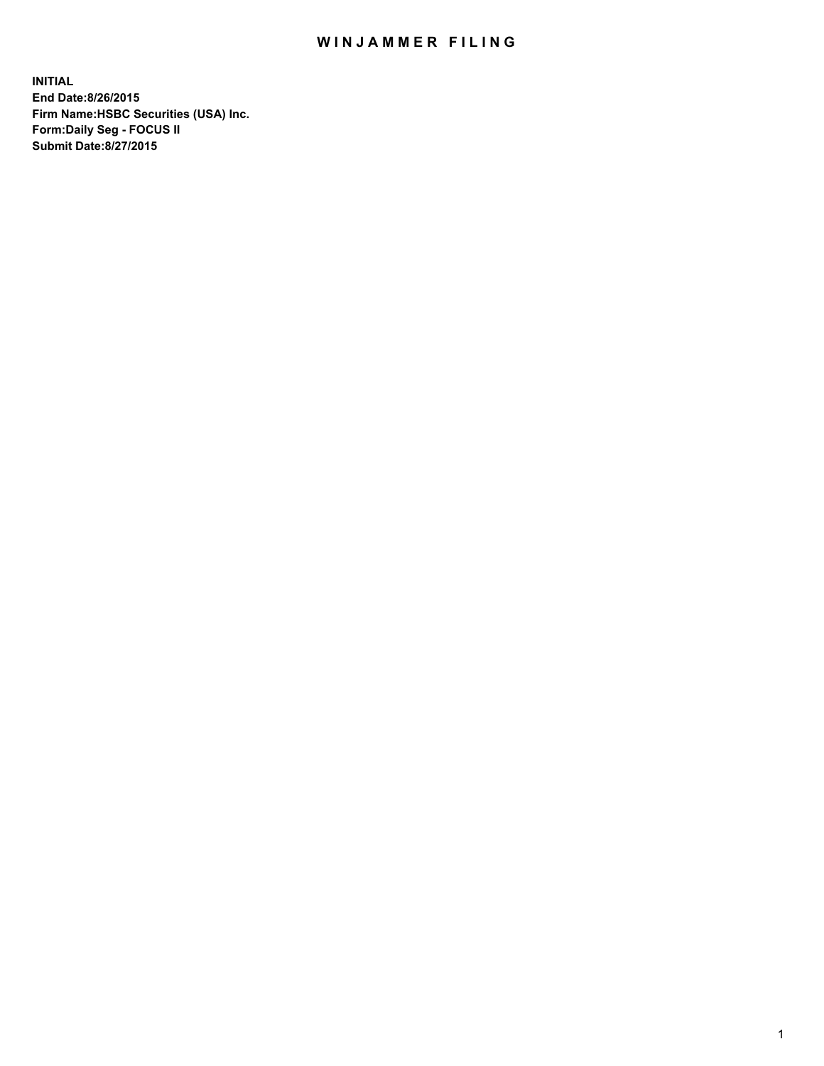# WINJAMMER FILING

**INITIAL**
**End Date:8/26/2015**
**Firm Name:HSBC Securities (USA) Inc.**
**Form:Daily Seg - FOCUS II**
**Submit Date:8/27/2015**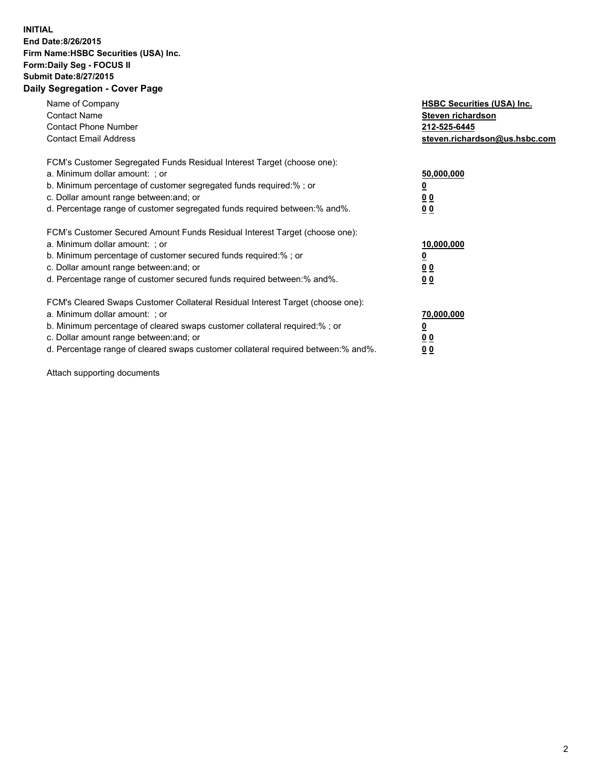**INITIAL**
**End Date:8/26/2015**
**Firm Name:HSBC Securities (USA) Inc.**
**Form:Daily Seg - FOCUS II**
**Submit Date:8/27/2015**

## Daily Segregation - Cover Page

| | |
|---|---|
| Name of Company | **HSBC Securities (USA) Inc.** |
| Contact Name | **Steven richardson** |
| Contact Phone Number | **212-525-6445** |
| Contact Email Address | **steven.richardson@us.hsbc.com** |

| | |
|---|---|
| FCM's Customer Segregated Funds Residual Interest Target (choose one): | |
| a. Minimum dollar amount: ; or | **50,000,000** |
| b. Minimum percentage of customer segregated funds required:% ; or | **0** |
| c. Dollar amount range between:and; or | **0 0** |
| d. Percentage range of customer segregated funds required between:% and%. | **0 0** |
| FCM's Customer Secured Amount Funds Residual Interest Target (choose one): | |
| a. Minimum dollar amount: ; or | **10,000,000** |
| b. Minimum percentage of customer secured funds required:% ; or | **0** |
| c. Dollar amount range between:and; or | **0 0** |
| d. Percentage range of customer secured funds required between:% and%. | **0 0** |
| FCM's Cleared Swaps Customer Collateral Residual Interest Target (choose one): | |
| a. Minimum dollar amount: ; or | **70,000,000** |
| b. Minimum percentage of cleared swaps customer collateral required:% ; or | **0** |
| c. Dollar amount range between:and; or | **0 0** |
| d. Percentage range of cleared swaps customer collateral required between:% and%. | **0 0** |

Attach supporting documents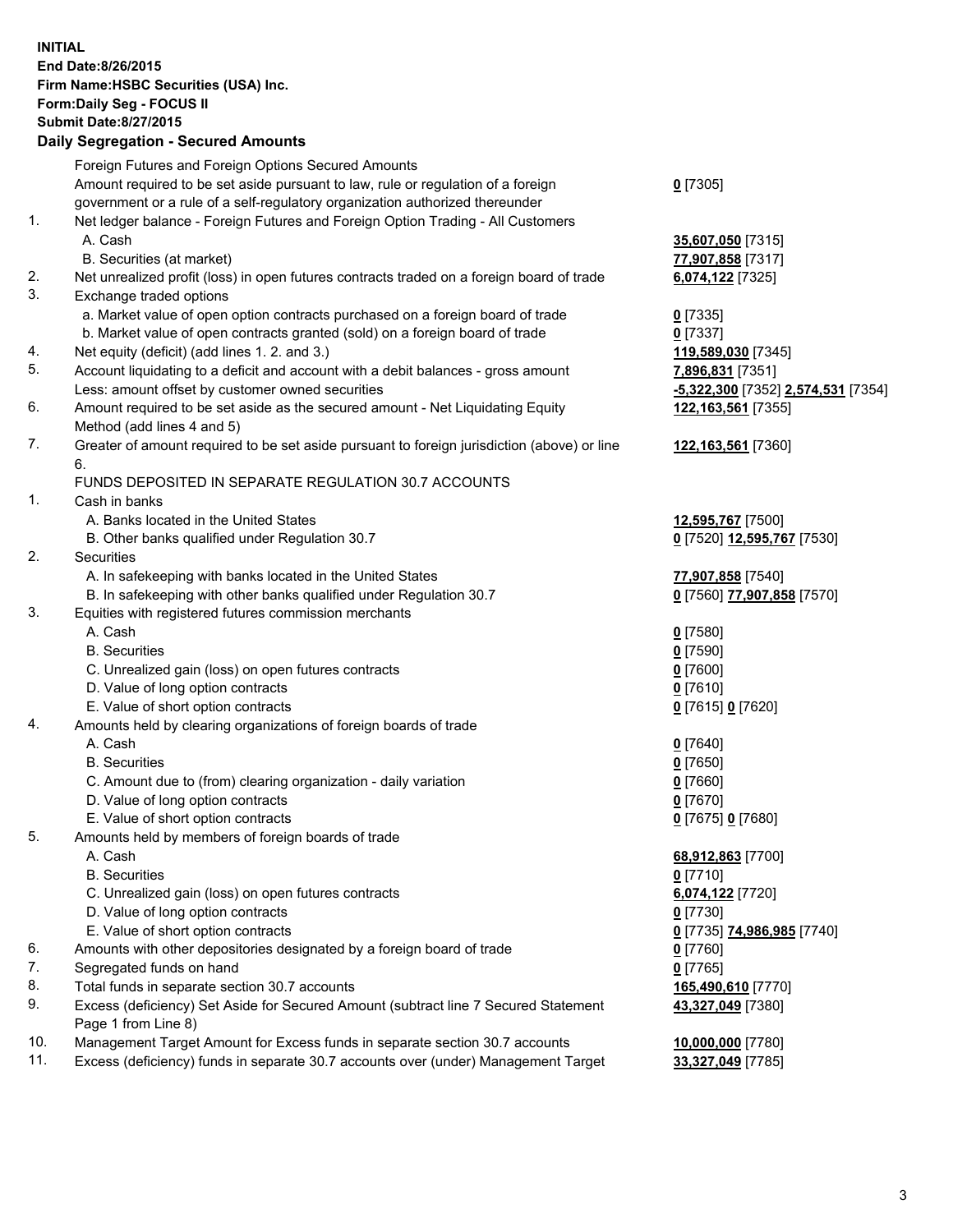**INITIAL**
**End Date:8/26/2015**
**Firm Name:HSBC Securities (USA) Inc.**
**Form:Daily Seg - FOCUS II**
**Submit Date:8/27/2015**

## Daily Segregation - Secured Amounts

| | | |
|---|---|---|
| | Foreign Futures and Foreign Options Secured Amounts | |
| | Amount required to be set aside pursuant to law, rule or regulation of a foreign government or a rule of a self-regulatory organization authorized thereunder | 0 [7305] |
| 1. | Net ledger balance - Foreign Futures and Foreign Option Trading - All Customers | |
| | A. Cash | 35,607,050 [7315] |
| | B. Securities (at market) | 77,907,858 [7317] |
| 2. | Net unrealized profit (loss) in open futures contracts traded on a foreign board of trade | 6,074,122 [7325] |
| 3. | Exchange traded options | |
| | a. Market value of open option contracts purchased on a foreign board of trade | 0 [7335] |
| | b. Market value of open contracts granted (sold) on a foreign board of trade | 0 [7337] |
| 4. | Net equity (deficit) (add lines 1. 2. and 3.) | 119,589,030 [7345] |
| 5. | Account liquidating to a deficit and account with a debit balances - gross amount | 7,896,831 [7351] |
| | Less: amount offset by customer owned securities | -5,322,300 [7352] 2,574,531 [7354] |
| 6. | Amount required to be set aside as the secured amount - Net Liquidating Equity Method (add lines 4 and 5) | 122,163,561 [7355] |
| 7. | Greater of amount required to be set aside pursuant to foreign jurisdiction (above) or line 6. | 122,163,561 [7360] |
| | FUNDS DEPOSITED IN SEPARATE REGULATION 30.7 ACCOUNTS | |
| 1. | Cash in banks | |
| | A. Banks located in the United States | 12,595,767 [7500] |
| | B. Other banks qualified under Regulation 30.7 | 0 [7520] 12,595,767 [7530] |
| 2. | Securities | |
| | A. In safekeeping with banks located in the United States | 77,907,858 [7540] |
| | B. In safekeeping with other banks qualified under Regulation 30.7 | 0 [7560] 77,907,858 [7570] |
| 3. | Equities with registered futures commission merchants | |
| | A. Cash | 0 [7580] |
| | B. Securities | 0 [7590] |
| | C. Unrealized gain (loss) on open futures contracts | 0 [7600] |
| | D. Value of long option contracts | 0 [7610] |
| | E. Value of short option contracts | 0 [7615] 0 [7620] |
| 4. | Amounts held by clearing organizations of foreign boards of trade | |
| | A. Cash | 0 [7640] |
| | B. Securities | 0 [7650] |
| | C. Amount due to (from) clearing organization - daily variation | 0 [7660] |
| | D. Value of long option contracts | 0 [7670] |
| | E. Value of short option contracts | 0 [7675] 0 [7680] |
| 5. | Amounts held by members of foreign boards of trade | |
| | A. Cash | 68,912,863 [7700] |
| | B. Securities | 0 [7710] |
| | C. Unrealized gain (loss) on open futures contracts | 6,074,122 [7720] |
| | D. Value of long option contracts | 0 [7730] |
| | E. Value of short option contracts | 0 [7735] 74,986,985 [7740] |
| 6. | Amounts with other depositories designated by a foreign board of trade | 0 [7760] |
| 7. | Segregated funds on hand | 0 [7765] |
| 8. | Total funds in separate section 30.7 accounts | 165,490,610 [7770] |
| 9. | Excess (deficiency) Set Aside for Secured Amount (subtract line 7 Secured Statement Page 1 from Line 8) | 43,327,049 [7380] |
| 10. | Management Target Amount for Excess funds in separate section 30.7 accounts | 10,000,000 [7780] |
| 11. | Excess (deficiency) funds in separate 30.7 accounts over (under) Management Target | 33,327,049 [7785] |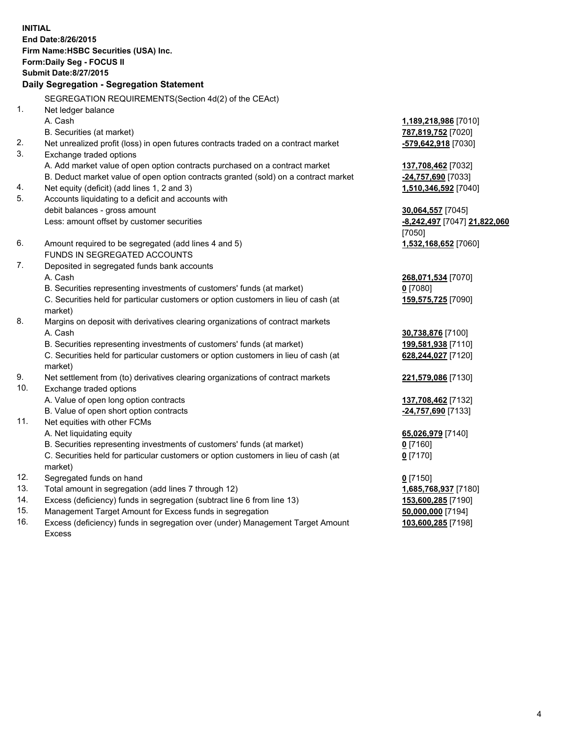**INITIAL**
**End Date:8/26/2015**
**Firm Name:HSBC Securities (USA) Inc.**
**Form:Daily Seg - FOCUS II**
**Submit Date:8/27/2015**

## Daily Segregation - Segregation Statement

SEGREGATION REQUIREMENTS(Section 4d(2) of the CEAct)

| | | |
|---|---|---|
| 1. | Net ledger balance | |
| | A. Cash | **1,189,218,986** [7010] |
| | B. Securities (at market) | **787,819,752** [7020] |
| 2. | Net unrealized profit (loss) in open futures contracts traded on a contract market | **-579,642,918** [7030] |
| 3. | Exchange traded options | |
| | A. Add market value of open option contracts purchased on a contract market | **137,708,462** [7032] |
| | B. Deduct market value of open option contracts granted (sold) on a contract market | **-24,757,690** [7033] |
| 4. | Net equity (deficit) (add lines 1, 2 and 3) | **1,510,346,592** [7040] |
| 5. | Accounts liquidating to a deficit and accounts with debit balances - gross amount | **30,064,557** [7045] |
| | Less: amount offset by customer securities | **-8,242,497** [7047] **21,822,060** [7050] |
| 6. | Amount required to be segregated (add lines 4 and 5) | **1,532,168,652** [7060] |
| | FUNDS IN SEGREGATED ACCOUNTS | |
| 7. | Deposited in segregated funds bank accounts | |
| | A. Cash | **268,071,534** [7070] |
| | B. Securities representing investments of customers' funds (at market) | **0** [7080] |
| | C. Securities held for particular customers or option customers in lieu of cash (at market) | **159,575,725** [7090] |
| 8. | Margins on deposit with derivatives clearing organizations of contract markets | |
| | A. Cash | **30,738,876** [7100] |
| | B. Securities representing investments of customers' funds (at market) | **199,581,938** [7110] |
| | C. Securities held for particular customers or option customers in lieu of cash (at market) | **628,244,027** [7120] |
| 9. | Net settlement from (to) derivatives clearing organizations of contract markets | **221,579,086** [7130] |
| 10. | Exchange traded options | |
| | A. Value of open long option contracts | **137,708,462** [7132] |
| | B. Value of open short option contracts | **-24,757,690** [7133] |
| 11. | Net equities with other FCMs | |
| | A. Net liquidating equity | **65,026,979** [7140] |
| | B. Securities representing investments of customers' funds (at market) | **0** [7160] |
| | C. Securities held for particular customers or option customers in lieu of cash (at market) | **0** [7170] |
| 12. | Segregated funds on hand | **0** [7150] |
| 13. | Total amount in segregation (add lines 7 through 12) | **1,685,768,937** [7180] |
| 14. | Excess (deficiency) funds in segregation (subtract line 6 from line 13) | **153,600,285** [7190] |
| 15. | Management Target Amount for Excess funds in segregation | **50,000,000** [7194] |
| 16. | Excess (deficiency) funds in segregation over (under) Management Target Amount Excess | **103,600,285** [7198] |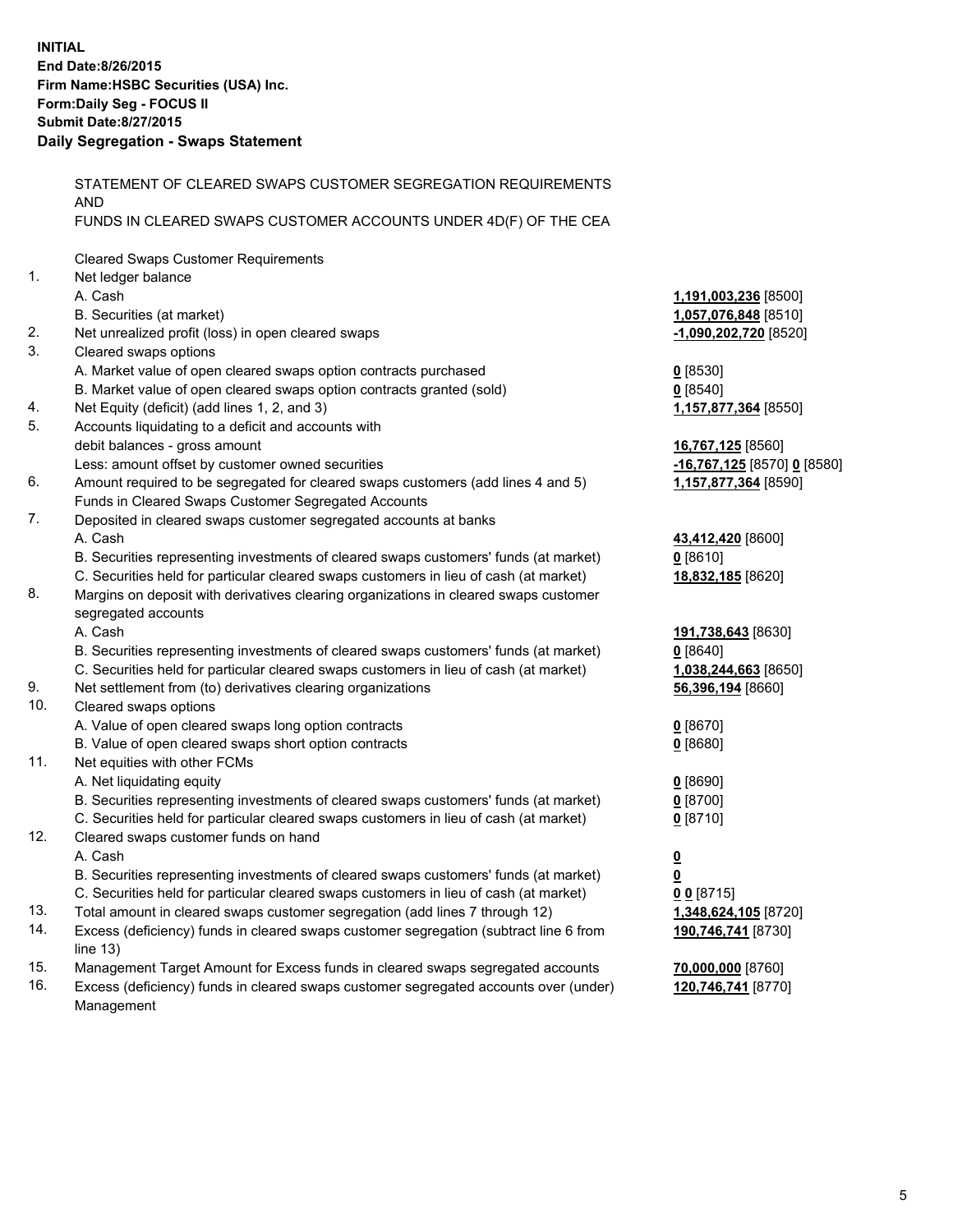**INITIAL**
**End Date:8/26/2015**
**Firm Name:HSBC Securities (USA) Inc.**
**Form:Daily Seg - FOCUS II**
**Submit Date:8/27/2015**
**Daily Segregation - Swaps Statement**

STATEMENT OF CLEARED SWAPS CUSTOMER SEGREGATION REQUIREMENTS AND FUNDS IN CLEARED SWAPS CUSTOMER ACCOUNTS UNDER 4D(F) OF THE CEA

| | | |
|---|---|---|
| | Cleared Swaps Customer Requirements | |
| 1. | Net ledger balance | |
| | A. Cash | **1,191,003,236** [8500] |
| | B. Securities (at market) | **1,057,076,848** [8510] |
| 2. | Net unrealized profit (loss) in open cleared swaps | **-1,090,202,720** [8520] |
| 3. | Cleared swaps options | |
| | A. Market value of open cleared swaps option contracts purchased | **0** [8530] |
| | B. Market value of open cleared swaps option contracts granted (sold) | **0** [8540] |
| 4. | Net Equity (deficit) (add lines 1, 2, and 3) | **1,157,877,364** [8550] |
| 5. | Accounts liquidating to a deficit and accounts with debit balances - gross amount | **16,767,125** [8560] |
| | Less: amount offset by customer owned securities | **-16,767,125** [8570] **0** [8580] |
| 6. | Amount required to be segregated for cleared swaps customers (add lines 4 and 5) | **1,157,877,364** [8590] |
| | Funds in Cleared Swaps Customer Segregated Accounts | |
| 7. | Deposited in cleared swaps customer segregated accounts at banks | |
| | A. Cash | **43,412,420** [8600] |
| | B. Securities representing investments of cleared swaps customers' funds (at market) | **0** [8610] |
| | C. Securities held for particular cleared swaps customers in lieu of cash (at market) | **18,832,185** [8620] |
| 8. | Margins on deposit with derivatives clearing organizations in cleared swaps customer segregated accounts | |
| | A. Cash | **191,738,643** [8630] |
| | B. Securities representing investments of cleared swaps customers' funds (at market) | **0** [8640] |
| | C. Securities held for particular cleared swaps customers in lieu of cash (at market) | **1,038,244,663** [8650] |
| 9. | Net settlement from (to) derivatives clearing organizations | **56,396,194** [8660] |
| 10. | Cleared swaps options | |
| | A. Value of open cleared swaps long option contracts | **0** [8670] |
| | B. Value of open cleared swaps short option contracts | **0** [8680] |
| 11. | Net equities with other FCMs | |
| | A. Net liquidating equity | **0** [8690] |
| | B. Securities representing investments of cleared swaps customers' funds (at market) | **0** [8700] |
| | C. Securities held for particular cleared swaps customers in lieu of cash (at market) | **0** [8710] |
| 12. | Cleared swaps customer funds on hand | |
| | A. Cash | **0** |
| | B. Securities representing investments of cleared swaps customers' funds (at market) | **0** |
| | C. Securities held for particular cleared swaps customers in lieu of cash (at market) | **0** **0** [8715] |
| 13. | Total amount in cleared swaps customer segregation (add lines 7 through 12) | **1,348,624,105** [8720] |
| 14. | Excess (deficiency) funds in cleared swaps customer segregation (subtract line 6 from line 13) | **190,746,741** [8730] |
| 15. | Management Target Amount for Excess funds in cleared swaps segregated accounts | **70,000,000** [8760] |
| 16. | Excess (deficiency) funds in cleared swaps customer segregated accounts over (under) Management | **120,746,741** [8770] |